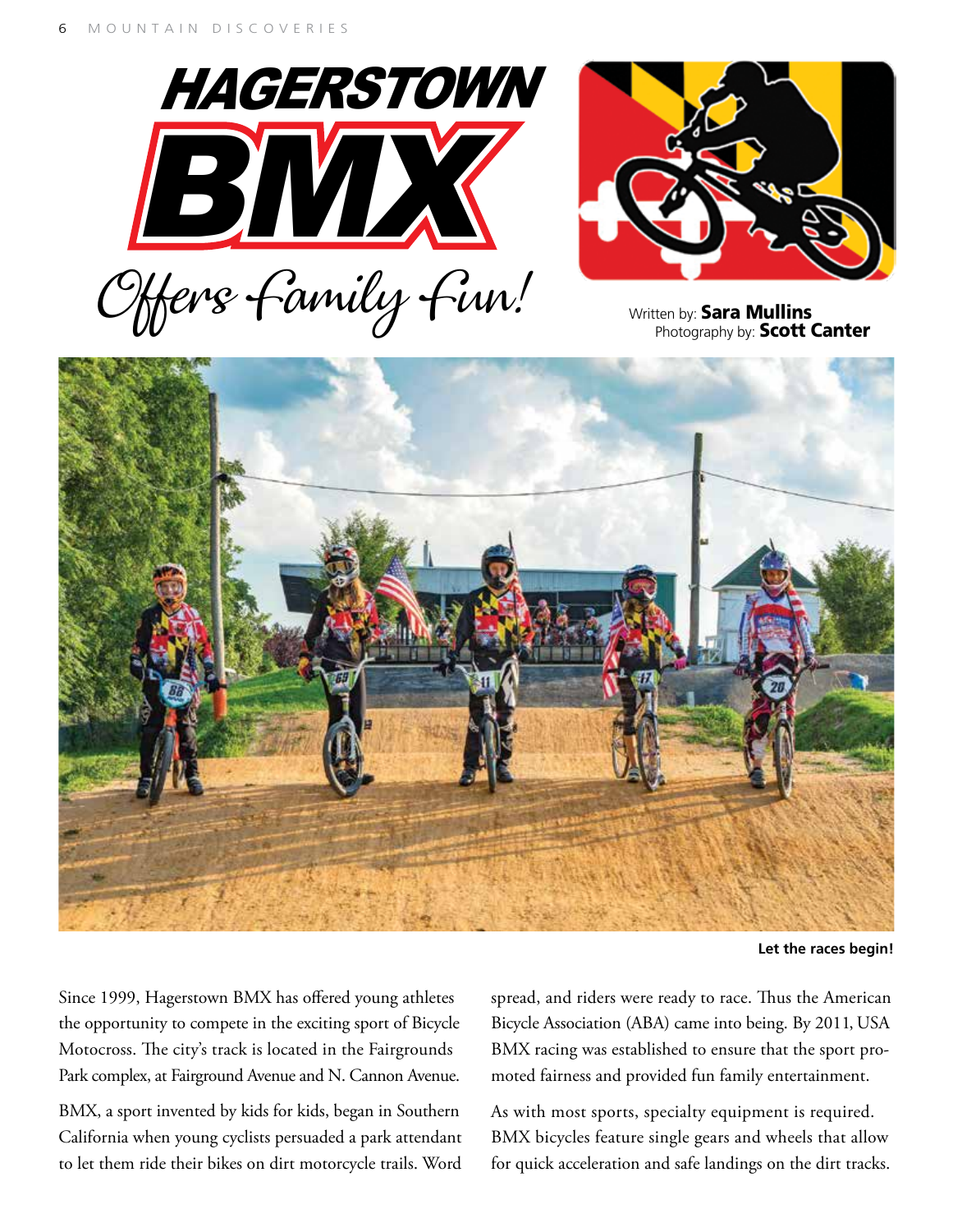# HAGERSTOWN BMX Offers Family Fun!

Written by: **Sara Mullins**
Photography by: **Scott Canter**

**Let the races begin!**

Since 1999, Hagerstown BMX has offered young athletes the opportunity to compete in the exciting sport of Bicycle Motocross. The city's track is located in the Fairgrounds Park complex, at Fairground Avenue and N. Cannon Avenue.

BMX, a sport invented by kids for kids, began in Southern California when young cyclists persuaded a park attendant to let them ride their bikes on dirt motorcycle trails. Word spread, and riders were ready to race. Thus the American Bicycle Association (ABA) came into being. By 2011, USA BMX racing was established to ensure that the sport promoted fairness and provided fun family entertainment.

As with most sports, specialty equipment is required. BMX bicycles feature single gears and wheels that allow for quick acceleration and safe landings on the dirt tracks.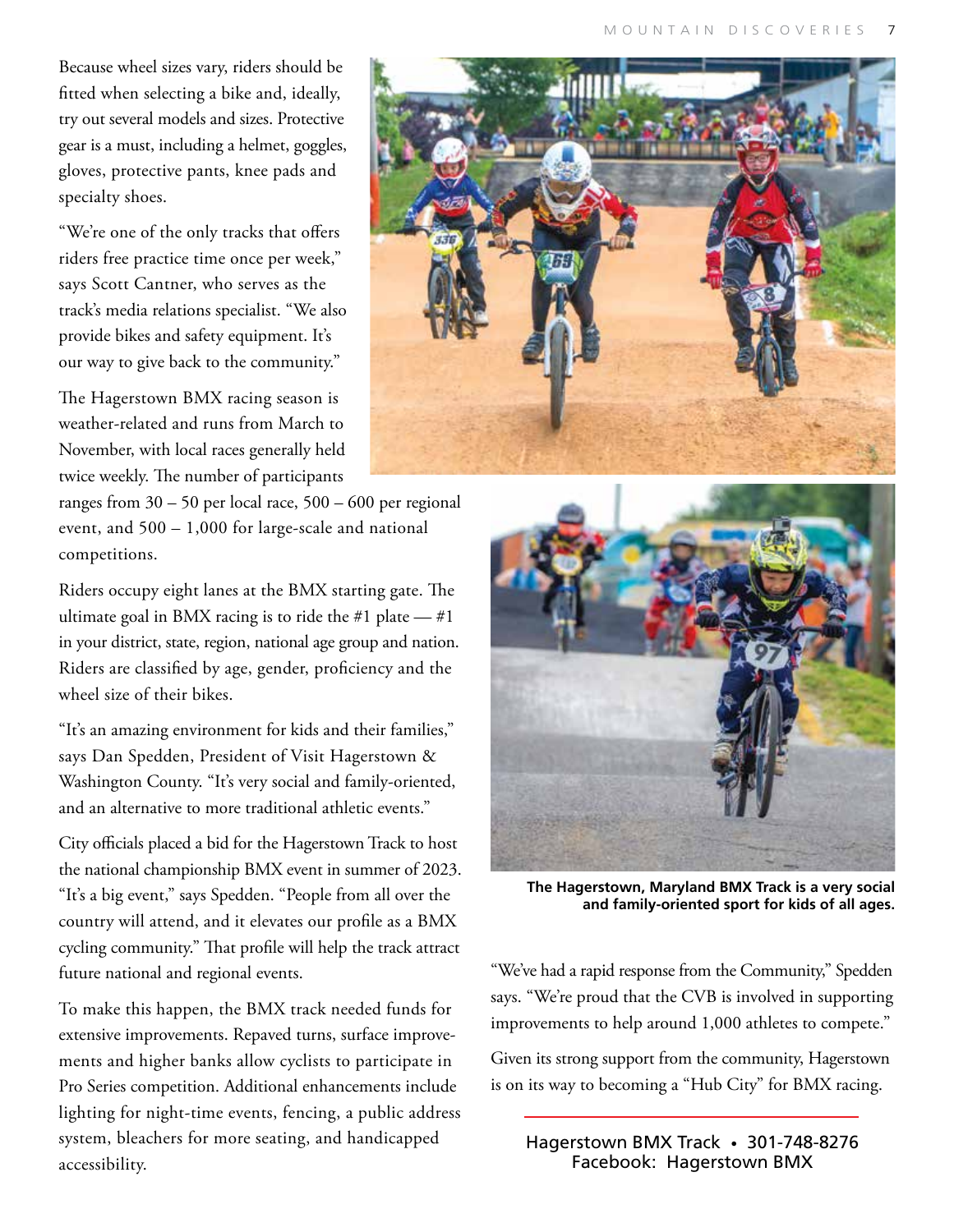Because wheel sizes vary, riders should be fitted when selecting a bike and, ideally, try out several models and sizes. Protective gear is a must, including a helmet, goggles, gloves, protective pants, knee pads and specialty shoes.

"We're one of the only tracks that offers riders free practice time once per week," says Scott Cantner, who serves as the track's media relations specialist. "We also provide bikes and safety equipment. It's our way to give back to the community."

The Hagerstown BMX racing season is weather-related and runs from March to November, with local races generally held twice weekly. The number of participants ranges from 30 – 50 per local race, 500 – 600 per regional event, and 500 – 1,000 for large-scale and national competitions.

Riders occupy eight lanes at the BMX starting gate. The ultimate goal in BMX racing is to ride the #1 plate — #1 in your district, state, region, national age group and nation. Riders are classified by age, gender, proficiency and the wheel size of their bikes.

"It's an amazing environment for kids and their families," says Dan Spedden, President of Visit Hagerstown & Washington County. "It's very social and family-oriented, and an alternative to more traditional athletic events."

City officials placed a bid for the Hagerstown Track to host the national championship BMX event in summer of 2023. "It's a big event," says Spedden. "People from all over the country will attend, and it elevates our profile as a BMX cycling community." That profile will help the track attract future national and regional events.

To make this happen, the BMX track needed funds for extensive improvements. Repaved turns, surface improvements and higher banks allow cyclists to participate in Pro Series competition. Additional enhancements include lighting for night-time events, fencing, a public address system, bleachers for more seating, and handicapped accessibility.

**The Hagerstown, Maryland BMX Track is a very social and family-oriented sport for kids of all ages.**

"We've had a rapid response from the Community," Spedden says. "We're proud that the CVB is involved in supporting improvements to help around 1,000 athletes to compete."

Given its strong support from the community, Hagerstown is on its way to becoming a "Hub City" for BMX racing.

Hagerstown BMX Track • 301-748-8276
Facebook: Hagerstown BMX